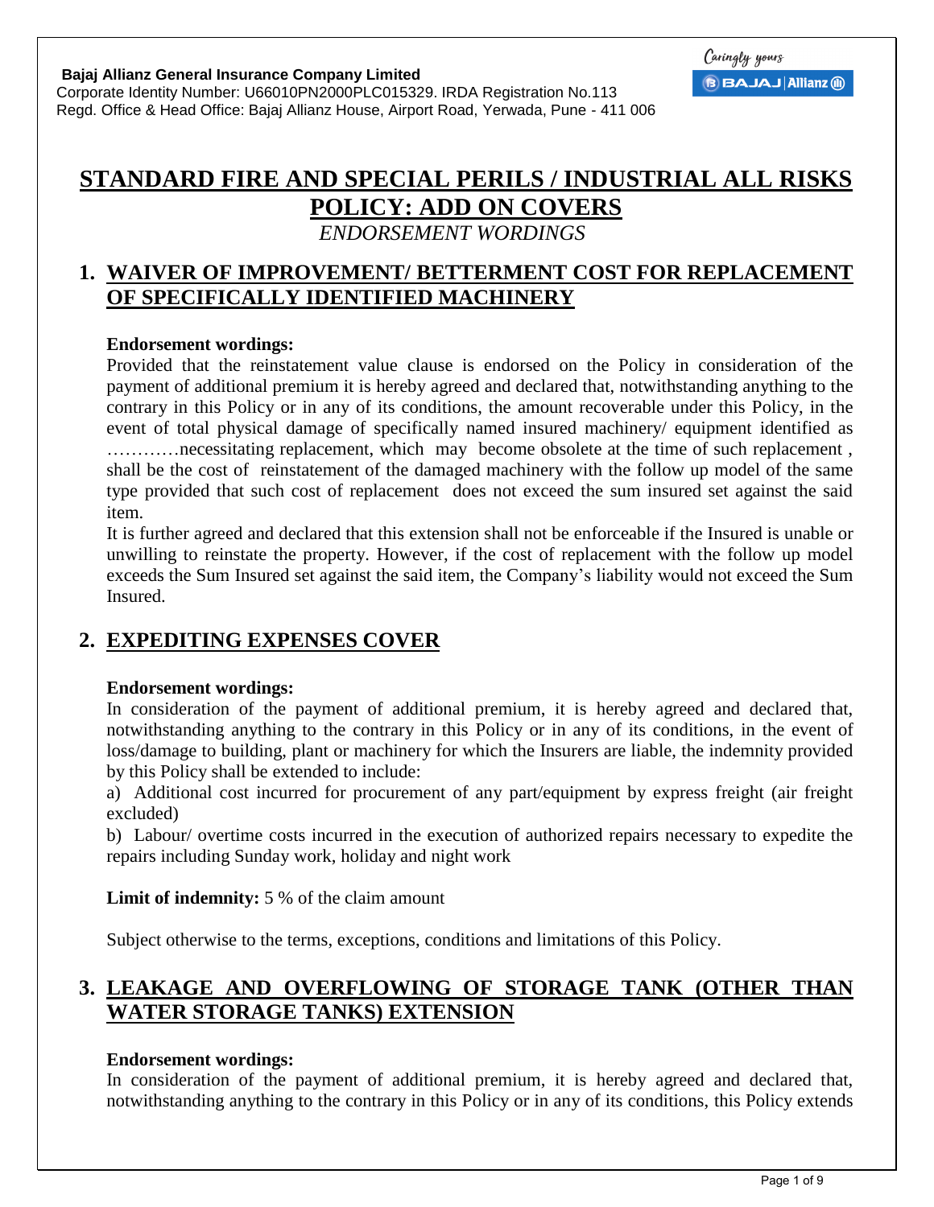**Bajaj Allianz General Insurance Company Limited**
Corporate Identity Number: U66010PN2000PLC015329. IRDA Registration No.113
Regd. Office & Head Office: Bajaj Allianz House, Airport Road, Yerwada, Pune - 411 006

# STANDARD FIRE AND SPECIAL PERILS / INDUSTRIAL ALL RISKS POLICY: ADD ON COVERS

*ENDORSEMENT WORDINGS*

## 1. WAIVER OF IMPROVEMENT/ BETTERMENT COST FOR REPLACEMENT OF SPECIFICALLY IDENTIFIED MACHINERY

**Endorsement wordings:**

Provided that the reinstatement value clause is endorsed on the Policy in consideration of the payment of additional premium it is hereby agreed and declared that, notwithstanding anything to the contrary in this Policy or in any of its conditions, the amount recoverable under this Policy, in the event of total physical damage of specifically named insured machinery/ equipment identified as …………necessitating replacement, which may become obsolete at the time of such replacement , shall be the cost of reinstatement of the damaged machinery with the follow up model of the same type provided that such cost of replacement does not exceed the sum insured set against the said item.

It is further agreed and declared that this extension shall not be enforceable if the Insured is unable or unwilling to reinstate the property. However, if the cost of replacement with the follow up model exceeds the Sum Insured set against the said item, the Company's liability would not exceed the Sum Insured.

## 2. EXPEDITING EXPENSES COVER

**Endorsement wordings:**

In consideration of the payment of additional premium, it is hereby agreed and declared that, notwithstanding anything to the contrary in this Policy or in any of its conditions, in the event of loss/damage to building, plant or machinery for which the Insurers are liable, the indemnity provided by this Policy shall be extended to include:

a) Additional cost incurred for procurement of any part/equipment by express freight (air freight excluded)

b) Labour/ overtime costs incurred in the execution of authorized repairs necessary to expedite the repairs including Sunday work, holiday and night work

**Limit of indemnity:** 5 % of the claim amount

Subject otherwise to the terms, exceptions, conditions and limitations of this Policy.

## 3. LEAKAGE AND OVERFLOWING OF STORAGE TANK (OTHER THAN WATER STORAGE TANKS) EXTENSION

**Endorsement wordings:**

In consideration of the payment of additional premium, it is hereby agreed and declared that, notwithstanding anything to the contrary in this Policy or in any of its conditions, this Policy extends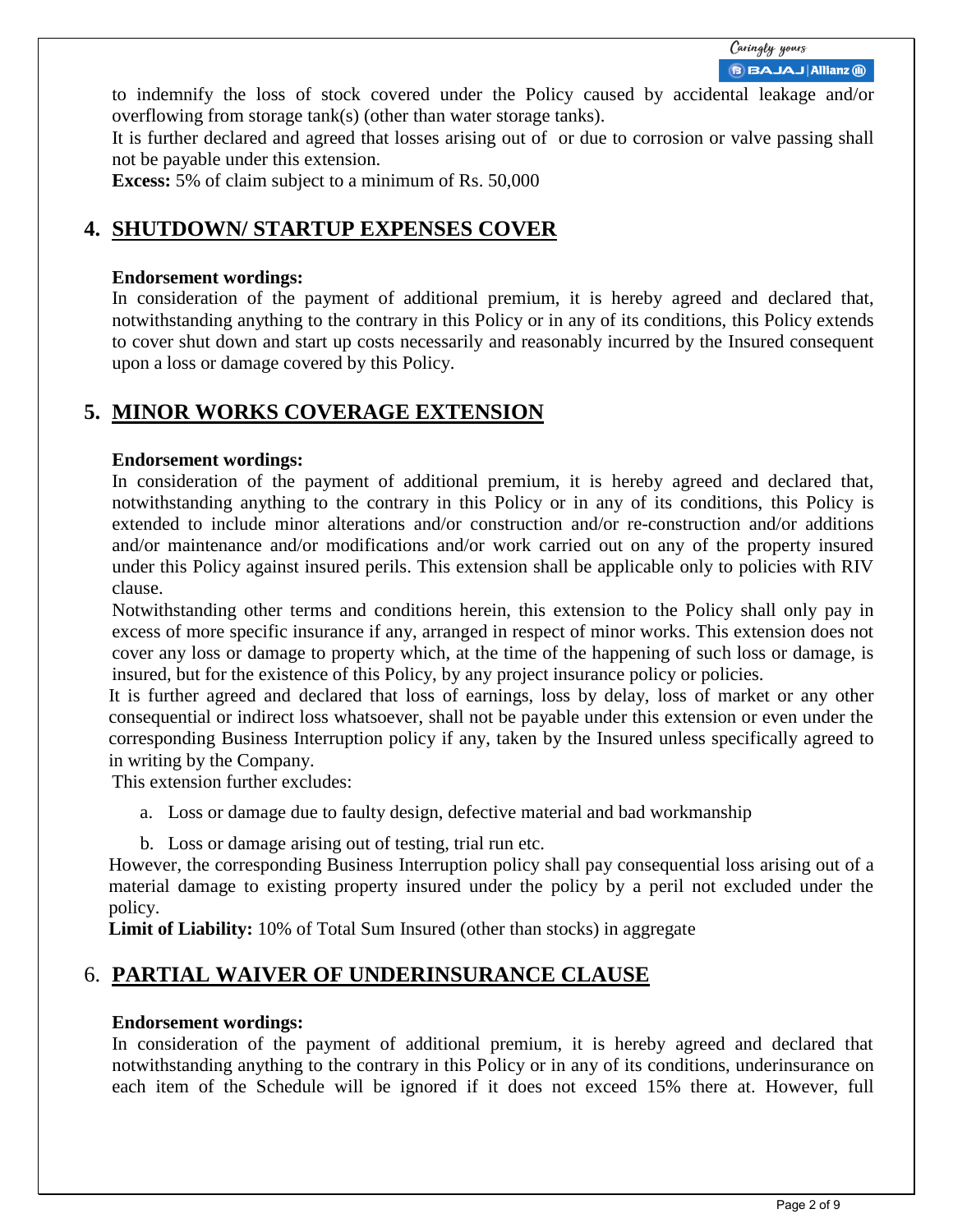to indemnify the loss of stock covered under the Policy caused by accidental leakage and/or overflowing from storage tank(s) (other than water storage tanks).

It is further declared and agreed that losses arising out of or due to corrosion or valve passing shall not be payable under this extension.

**Excess:** 5% of claim subject to a minimum of Rs. 50,000

## 4. SHUTDOWN/ STARTUP EXPENSES COVER

**Endorsement wordings:**

In consideration of the payment of additional premium, it is hereby agreed and declared that, notwithstanding anything to the contrary in this Policy or in any of its conditions, this Policy extends to cover shut down and start up costs necessarily and reasonably incurred by the Insured consequent upon a loss or damage covered by this Policy.

## 5. MINOR WORKS COVERAGE EXTENSION

**Endorsement wordings:**

In consideration of the payment of additional premium, it is hereby agreed and declared that, notwithstanding anything to the contrary in this Policy or in any of its conditions, this Policy is extended to include minor alterations and/or construction and/or re-construction and/or additions and/or maintenance and/or modifications and/or work carried out on any of the property insured under this Policy against insured perils. This extension shall be applicable only to policies with RIV clause.

Notwithstanding other terms and conditions herein, this extension to the Policy shall only pay in excess of more specific insurance if any, arranged in respect of minor works. This extension does not cover any loss or damage to property which, at the time of the happening of such loss or damage, is insured, but for the existence of this Policy, by any project insurance policy or policies.

It is further agreed and declared that loss of earnings, loss by delay, loss of market or any other consequential or indirect loss whatsoever, shall not be payable under this extension or even under the corresponding Business Interruption policy if any, taken by the Insured unless specifically agreed to in writing by the Company.

This extension further excludes:

a. Loss or damage due to faulty design, defective material and bad workmanship

b. Loss or damage arising out of testing, trial run etc.

However, the corresponding Business Interruption policy shall pay consequential loss arising out of a material damage to existing property insured under the policy by a peril not excluded under the policy.

**Limit of Liability:** 10% of Total Sum Insured (other than stocks) in aggregate

## 6. PARTIAL WAIVER OF UNDERINSURANCE CLAUSE

**Endorsement wordings:**

In consideration of the payment of additional premium, it is hereby agreed and declared that notwithstanding anything to the contrary in this Policy or in any of its conditions, underinsurance on each item of the Schedule will be ignored if it does not exceed 15% there at. However, full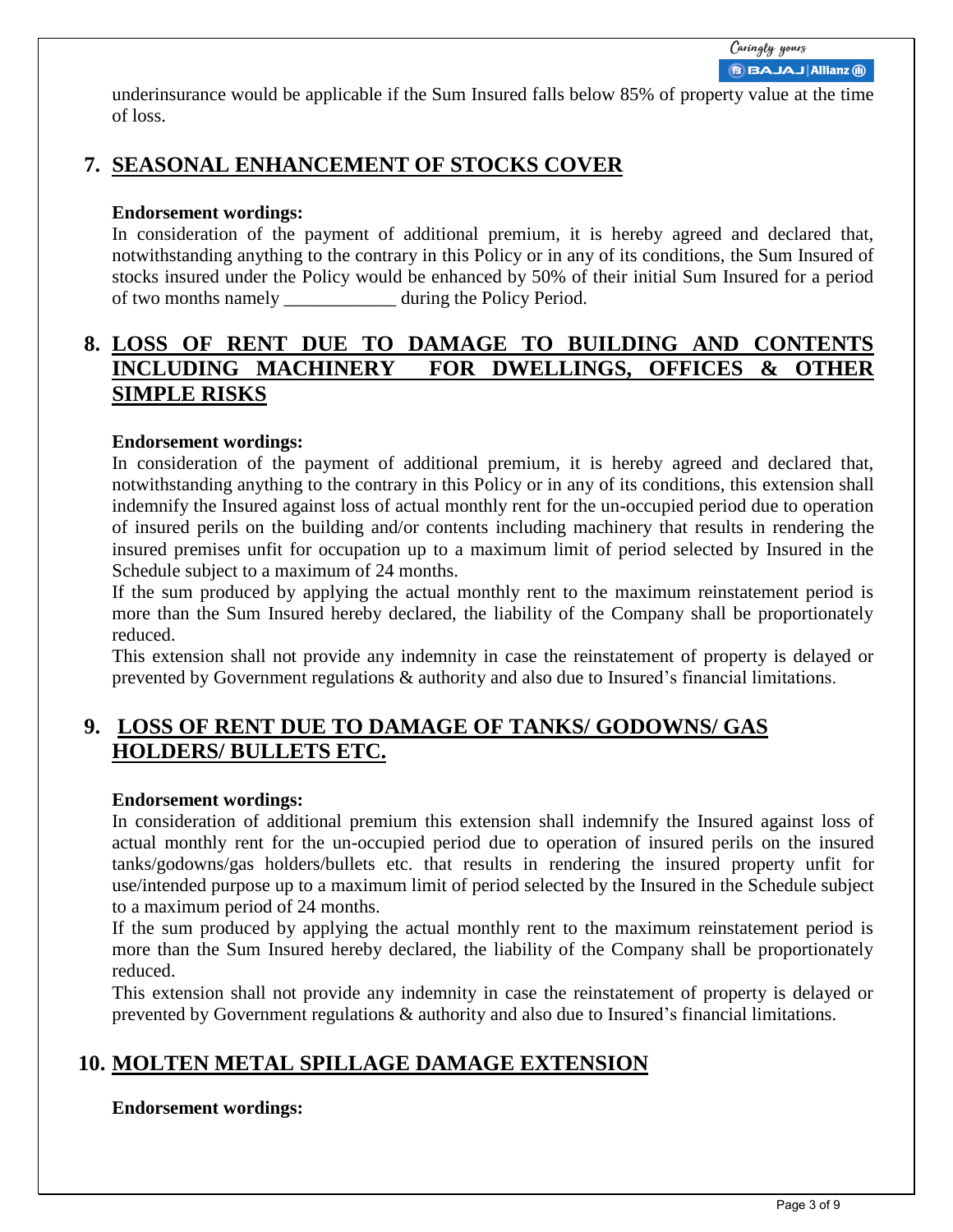underinsurance would be applicable if the Sum Insured falls below 85% of property value at the time of loss.

## 7. SEASONAL ENHANCEMENT OF STOCKS COVER

**Endorsement wordings:**

In consideration of the payment of additional premium, it is hereby agreed and declared that, notwithstanding anything to the contrary in this Policy or in any of its conditions, the Sum Insured of stocks insured under the Policy would be enhanced by 50% of their initial Sum Insured for a period of two months namely ____________ during the Policy Period.

## 8. LOSS OF RENT DUE TO DAMAGE TO BUILDING AND CONTENTS INCLUDING MACHINERY FOR DWELLINGS, OFFICES & OTHER SIMPLE RISKS

**Endorsement wordings:**

In consideration of the payment of additional premium, it is hereby agreed and declared that, notwithstanding anything to the contrary in this Policy or in any of its conditions, this extension shall indemnify the Insured against loss of actual monthly rent for the un-occupied period due to operation of insured perils on the building and/or contents including machinery that results in rendering the insured premises unfit for occupation up to a maximum limit of period selected by Insured in the Schedule subject to a maximum of 24 months.

If the sum produced by applying the actual monthly rent to the maximum reinstatement period is more than the Sum Insured hereby declared, the liability of the Company shall be proportionately reduced.

This extension shall not provide any indemnity in case the reinstatement of property is delayed or prevented by Government regulations & authority and also due to Insured's financial limitations.

## 9. LOSS OF RENT DUE TO DAMAGE OF TANKS/ GODOWNS/ GAS HOLDERS/ BULLETS ETC.

**Endorsement wordings:**

In consideration of additional premium this extension shall indemnify the Insured against loss of actual monthly rent for the un-occupied period due to operation of insured perils on the insured tanks/godowns/gas holders/bullets etc. that results in rendering the insured property unfit for use/intended purpose up to a maximum limit of period selected by the Insured in the Schedule subject to a maximum period of 24 months.

If the sum produced by applying the actual monthly rent to the maximum reinstatement period is more than the Sum Insured hereby declared, the liability of the Company shall be proportionately reduced.

This extension shall not provide any indemnity in case the reinstatement of property is delayed or prevented by Government regulations & authority and also due to Insured's financial limitations.

## 10. MOLTEN METAL SPILLAGE DAMAGE EXTENSION

**Endorsement wordings:**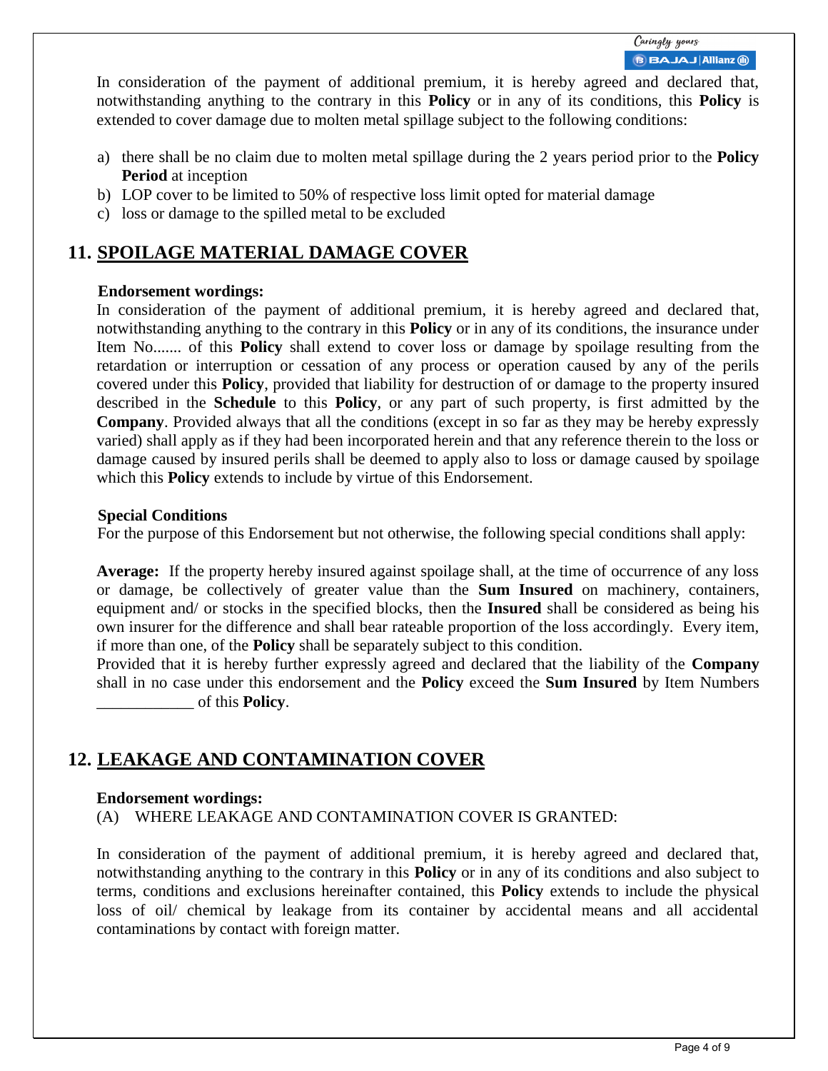In consideration of the payment of additional premium, it is hereby agreed and declared that, notwithstanding anything to the contrary in this **Policy** or in any of its conditions, this **Policy** is extended to cover damage due to molten metal spillage subject to the following conditions:

a) there shall be no claim due to molten metal spillage during the 2 years period prior to the **Policy Period** at inception
b) LOP cover to be limited to 50% of respective loss limit opted for material damage
c) loss or damage to the spilled metal to be excluded

## 11. SPOILAGE MATERIAL DAMAGE COVER

**Endorsement wordings:**

In consideration of the payment of additional premium, it is hereby agreed and declared that, notwithstanding anything to the contrary in this **Policy** or in any of its conditions, the insurance under Item No....... of this **Policy** shall extend to cover loss or damage by spoilage resulting from the retardation or interruption or cessation of any process or operation caused by any of the perils covered under this **Policy**, provided that liability for destruction of or damage to the property insured described in the **Schedule** to this **Policy**, or any part of such property, is first admitted by the **Company**. Provided always that all the conditions (except in so far as they may be hereby expressly varied) shall apply as if they had been incorporated herein and that any reference therein to the loss or damage caused by insured perils shall be deemed to apply also to loss or damage caused by spoilage which this **Policy** extends to include by virtue of this Endorsement.

**Special Conditions**

For the purpose of this Endorsement but not otherwise, the following special conditions shall apply:

**Average:** If the property hereby insured against spoilage shall, at the time of occurrence of any loss or damage, be collectively of greater value than the **Sum Insured** on machinery, containers, equipment and/ or stocks in the specified blocks, then the **Insured** shall be considered as being his own insurer for the difference and shall bear rateable proportion of the loss accordingly. Every item, if more than one, of the **Policy** shall be separately subject to this condition.

Provided that it is hereby further expressly agreed and declared that the liability of the **Company** shall in no case under this endorsement and the **Policy** exceed the **Sum Insured** by Item Numbers ____________ of this **Policy**.

## 12. LEAKAGE AND CONTAMINATION COVER

**Endorsement wordings:**

(A) WHERE LEAKAGE AND CONTAMINATION COVER IS GRANTED:

In consideration of the payment of additional premium, it is hereby agreed and declared that, notwithstanding anything to the contrary in this **Policy** or in any of its conditions and also subject to terms, conditions and exclusions hereinafter contained, this **Policy** extends to include the physical loss of oil/ chemical by leakage from its container by accidental means and all accidental contaminations by contact with foreign matter.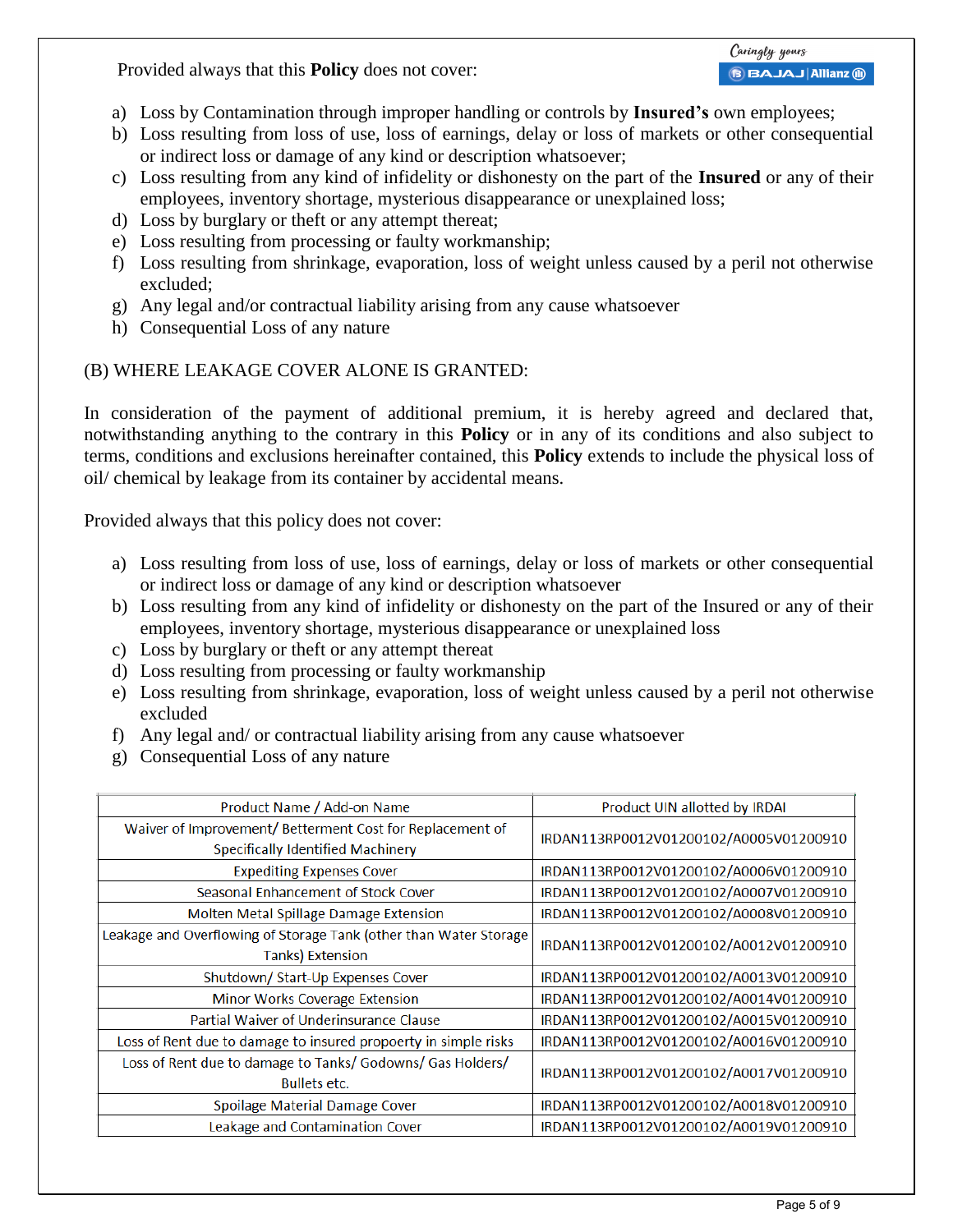Provided always that this **Policy** does not cover:

a) Loss by Contamination through improper handling or controls by **Insured's** own employees;
b) Loss resulting from loss of use, loss of earnings, delay or loss of markets or other consequential or indirect loss or damage of any kind or description whatsoever;
c) Loss resulting from any kind of infidelity or dishonesty on the part of the **Insured** or any of their employees, inventory shortage, mysterious disappearance or unexplained loss;
d) Loss by burglary or theft or any attempt thereat;
e) Loss resulting from processing or faulty workmanship;
f) Loss resulting from shrinkage, evaporation, loss of weight unless caused by a peril not otherwise excluded;
g) Any legal and/or contractual liability arising from any cause whatsoever
h) Consequential Loss of any nature

(B) WHERE LEAKAGE COVER ALONE IS GRANTED:

In consideration of the payment of additional premium, it is hereby agreed and declared that, notwithstanding anything to the contrary in this **Policy** or in any of its conditions and also subject to terms, conditions and exclusions hereinafter contained, this **Policy** extends to include the physical loss of oil/ chemical by leakage from its container by accidental means.

Provided always that this policy does not cover:

a) Loss resulting from loss of use, loss of earnings, delay or loss of markets or other consequential or indirect loss or damage of any kind or description whatsoever
b) Loss resulting from any kind of infidelity or dishonesty on the part of the Insured or any of their employees, inventory shortage, mysterious disappearance or unexplained loss
c) Loss by burglary or theft or any attempt thereat
d) Loss resulting from processing or faulty workmanship
e) Loss resulting from shrinkage, evaporation, loss of weight unless caused by a peril not otherwise excluded
f) Any legal and/ or contractual liability arising from any cause whatsoever
g) Consequential Loss of any nature

| Product Name / Add-on Name | Product UIN allotted by IRDAI |
|---|---|
| Waiver of Improvement/ Betterment Cost for Replacement of Specifically Identified Machinery | IRDAN113RP0012V01200102/A0005V01200910 |
| Expediting Expenses Cover | IRDAN113RP0012V01200102/A0006V01200910 |
| Seasonal Enhancement of Stock Cover | IRDAN113RP0012V01200102/A0007V01200910 |
| Molten Metal Spillage Damage Extension | IRDAN113RP0012V01200102/A0008V01200910 |
| Leakage and Overflowing of Storage Tank (other than Water Storage Tanks) Extension | IRDAN113RP0012V01200102/A0012V01200910 |
| Shutdown/ Start-Up Expenses Cover | IRDAN113RP0012V01200102/A0013V01200910 |
| Minor Works Coverage Extension | IRDAN113RP0012V01200102/A0014V01200910 |
| Partial Waiver of Underinsurance Clause | IRDAN113RP0012V01200102/A0015V01200910 |
| Loss of Rent due to damage to insured propoerty in simple risks | IRDAN113RP0012V01200102/A0016V01200910 |
| Loss of Rent due to damage to Tanks/ Godowns/ Gas Holders/ Bullets etc. | IRDAN113RP0012V01200102/A0017V01200910 |
| Spoilage Material Damage Cover | IRDAN113RP0012V01200102/A0018V01200910 |
| Leakage and Contamination Cover | IRDAN113RP0012V01200102/A0019V01200910 |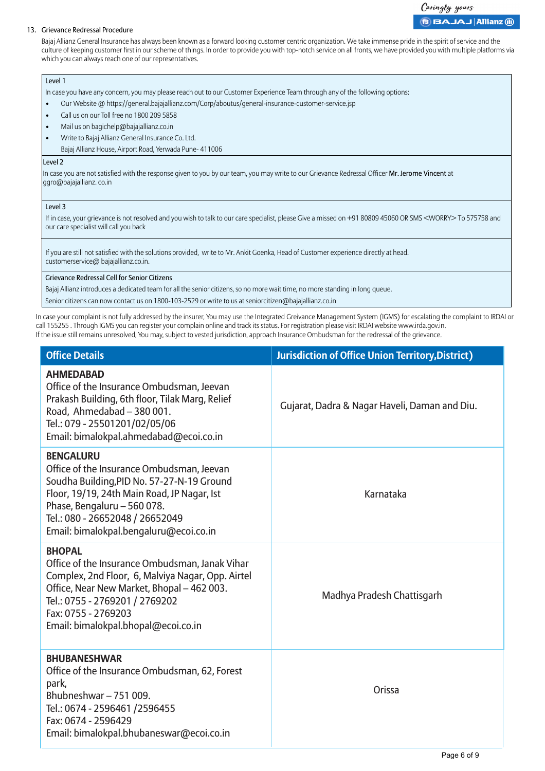13. Grievance Redressal Procedure

Bajaj Allianz General Insurance has always been known as a forward looking customer centric organization. We take immense pride in the spirit of service and the culture of keeping customer first in our scheme of things. In order to provide you with top-notch service on all fronts, we have provided you with multiple platforms via which you can always reach one of our representatives.

**Level 1**

In case you have any concern, you may please reach out to our Customer Experience Team through any of the following options:

- Our Website @ https://general.bajajallianz.com/Corp/aboutus/general-insurance-customer-service.jsp
- Call us on our Toll free no 1800 209 5858
- Mail us on bagichelp@bajajallianz.co.in
- Write to Bajaj Allianz General Insurance Co. Ltd.
  Bajaj Allianz House, Airport Road, Yerwada Pune- 411006

**Level 2**

In case you are not satisfied with the response given to you by our team, you may write to our Grievance Redressal Officer **Mr. Jerome Vincent** at ggro@bajajallianz. co.in

**Level 3**

If in case, your grievance is not resolved and you wish to talk to our care specialist, please Give a missed on +91 80809 45060 OR SMS <WORRY> To 575758 and our care specialist will call you back

If you are still not satisfied with the solutions provided, write to Mr. Ankit Goenka, Head of Customer experience directly at head. customerservice@ bajajallianz.co.in.

**Grievance Redressal Cell for Senior Citizens**

Bajaj Allianz introduces a dedicated team for all the senior citizens, so no more wait time, no more standing in long queue.

Senior citizens can now contact us on 1800-103-2529 or write to us at seniorcitizen@bajajallianz.co.in

In case your complaint is not fully addressed by the insurer, You may use the Integrated Greivance Management System (IGMS) for escalating the complaint to IRDAI or call 155255 . Through IGMS you can register your complain online and track its status. For registration please visit IRDAI website www.irda.gov.in.

If the issue still remains unresolved, You may, subject to vested jurisdiction, approach Insurance Ombudsman for the redressal of the grievance.

| Office Details | Jurisdiction of Office Union Territory,District) |
|---|---|
| **AHMEDABAD**<br>Office of the Insurance Ombudsman, Jeevan Prakash Building, 6th floor, Tilak Marg, Relief Road, Ahmedabad – 380 001.<br>Tel.: 079 - 25501201/02/05/06<br>Email: bimalokpal.ahmedabad@ecoi.co.in | Gujarat, Dadra & Nagar Haveli, Daman and Diu. |
| **BENGALURU**<br>Office of the Insurance Ombudsman, Jeevan Soudha Building,PID No. 57-27-N-19 Ground Floor, 19/19, 24th Main Road, JP Nagar, Ist Phase, Bengaluru – 560 078.<br>Tel.: 080 - 26652048 / 26652049<br>Email: bimalokpal.bengaluru@ecoi.co.in | Karnataka |
| **BHOPAL**<br>Office of the Insurance Ombudsman, Janak Vihar Complex, 2nd Floor, 6, Malviya Nagar, Opp. Airtel Office, Near New Market, Bhopal – 462 003.<br>Tel.: 0755 - 2769201 / 2769202<br>Fax: 0755 - 2769203<br>Email: bimalokpal.bhopal@ecoi.co.in | Madhya Pradesh Chattisgarh |
| **BHUBANESHWAR**<br>Office of the Insurance Ombudsman, 62, Forest park,<br>Bhubneshwar – 751 009.<br>Tel.: 0674 - 2596461 /2596455<br>Fax: 0674 - 2596429<br>Email: bimalokpal.bhubaneswar@ecoi.co.in | Orissa |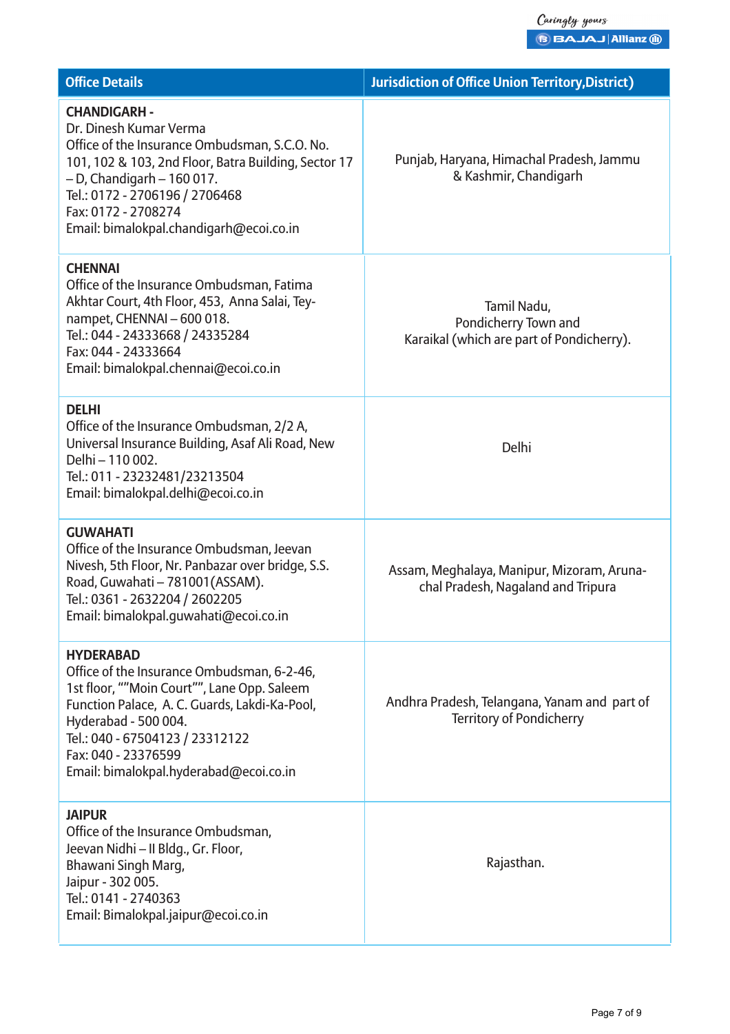| Office Details | Jurisdiction of Office Union Territory,District) |
|---|---|
| **CHANDIGARH -**<br>Dr. Dinesh Kumar Verma<br>Office of the Insurance Ombudsman, S.C.O. No. 101, 102 & 103, 2nd Floor, Batra Building, Sector 17 – D, Chandigarh – 160 017.<br>Tel.: 0172 - 2706196 / 2706468<br>Fax: 0172 - 2708274<br>Email: bimalokpal.chandigarh@ecoi.co.in | Punjab, Haryana, Himachal Pradesh, Jammu & Kashmir, Chandigarh |
| **CHENNAI**<br>Office of the Insurance Ombudsman, Fatima Akhtar Court, 4th Floor, 453, Anna Salai, Teynampet, CHENNAI – 600 018.<br>Tel.: 044 - 24333668 / 24335284<br>Fax: 044 - 24333664<br>Email: bimalokpal.chennai@ecoi.co.in | Tamil Nadu,<br>Pondicherry Town and<br>Karaikal (which are part of Pondicherry). |
| **DELHI**<br>Office of the Insurance Ombudsman, 2/2 A, Universal Insurance Building, Asaf Ali Road, New Delhi – 110 002.<br>Tel.: 011 - 23232481/23213504<br>Email: bimalokpal.delhi@ecoi.co.in | Delhi |
| **GUWAHATI**<br>Office of the Insurance Ombudsman, Jeevan Nivesh, 5th Floor, Nr. Panbazar over bridge, S.S. Road, Guwahati – 781001(ASSAM).<br>Tel.: 0361 - 2632204 / 2602205<br>Email: bimalokpal.guwahati@ecoi.co.in | Assam, Meghalaya, Manipur, Mizoram, Arunachal Pradesh, Nagaland and Tripura |
| **HYDERABAD**<br>Office of the Insurance Ombudsman, 6-2-46, 1st floor, ""Moin Court"", Lane Opp. Saleem Function Palace, A. C. Guards, Lakdi-Ka-Pool, Hyderabad - 500 004.<br>Tel.: 040 - 67504123 / 23312122<br>Fax: 040 - 23376599<br>Email: bimalokpal.hyderabad@ecoi.co.in | Andhra Pradesh, Telangana, Yanam and part of Territory of Pondicherry |
| **JAIPUR**<br>Office of the Insurance Ombudsman,<br>Jeevan Nidhi – II Bldg., Gr. Floor,<br>Bhawani Singh Marg,<br>Jaipur - 302 005.<br>Tel.: 0141 - 2740363<br>Email: Bimalokpal.jaipur@ecoi.co.in | Rajasthan. |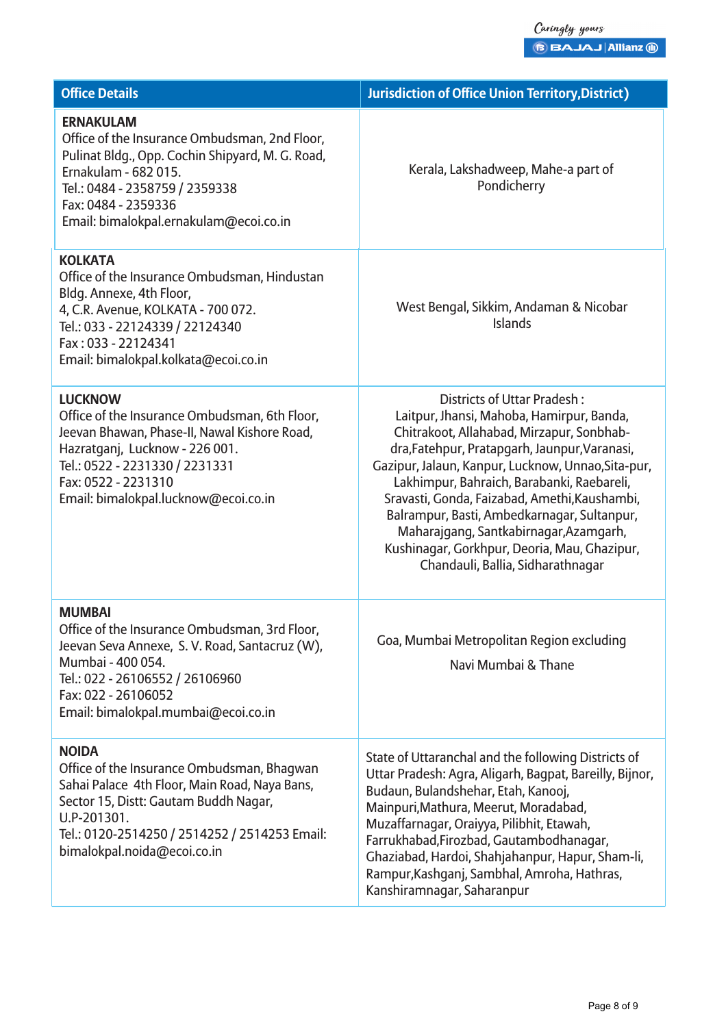| Office Details | Jurisdiction of Office Union Territory,District) |
|---|---|
| **ERNAKULAM**<br>Office of the Insurance Ombudsman, 2nd Floor, Pulinat Bldg., Opp. Cochin Shipyard, M. G. Road, Ernakulam - 682 015.<br>Tel.: 0484 - 2358759 / 2359338<br>Fax: 0484 - 2359336<br>Email: bimalokpal.ernakulam@ecoi.co.in | Kerala, Lakshadweep, Mahe-a part of Pondicherry |
| **KOLKATA**<br>Office of the Insurance Ombudsman, Hindustan Bldg. Annexe, 4th Floor,<br>4, C.R. Avenue, KOLKATA - 700 072.<br>Tel.: 033 - 22124339 / 22124340<br>Fax : 033 - 22124341<br>Email: bimalokpal.kolkata@ecoi.co.in | West Bengal, Sikkim, Andaman & Nicobar Islands |
| **LUCKNOW**<br>Office of the Insurance Ombudsman, 6th Floor, Jeevan Bhawan, Phase-II, Nawal Kishore Road, Hazratganj, Lucknow - 226 001.<br>Tel.: 0522 - 2231330 / 2231331<br>Fax: 0522 - 2231310<br>Email: bimalokpal.lucknow@ecoi.co.in | Districts of Uttar Pradesh :<br>Laitpur, Jhansi, Mahoba, Hamirpur, Banda, Chitrakoot, Allahabad, Mirzapur, Sonbhab-dra,Fatehpur, Pratapgarh, Jaunpur,Varanasi, Gazipur, Jalaun, Kanpur, Lucknow, Unnao,Sita-pur, Lakhimpur, Bahraich, Barabanki, Raebareli, Sravasti, Gonda, Faizabad, Amethi,Kaushambi, Balrampur, Basti, Ambedkarnagar, Sultanpur, Maharajgang, Santkabirnagar,Azamgarh, Kushinagar, Gorkhpur, Deoria, Mau, Ghazipur, Chandauli, Ballia, Sidharathnagar |
| **MUMBAI**<br>Office of the Insurance Ombudsman, 3rd Floor, Jeevan Seva Annexe, S. V. Road, Santacruz (W), Mumbai - 400 054.<br>Tel.: 022 - 26106552 / 26106960<br>Fax: 022 - 26106052<br>Email: bimalokpal.mumbai@ecoi.co.in | Goa, Mumbai Metropolitan Region excluding Navi Mumbai & Thane |
| **NOIDA**<br>Office of the Insurance Ombudsman, Bhagwan Sahai Palace 4th Floor, Main Road, Naya Bans, Sector 15, Distt: Gautam Buddh Nagar, U.P-201301.<br>Tel.: 0120-2514250 / 2514252 / 2514253 Email: bimalokpal.noida@ecoi.co.in | State of Uttaranchal and the following Districts of Uttar Pradesh: Agra, Aligarh, Bagpat, Bareilly, Bijnor, Budaun, Bulandshehar, Etah, Kanooj, Mainpuri,Mathura, Meerut, Moradabad, Muzaffarnagar, Oraiyya, Pilibhit, Etawah, Farrukhabad,Firozbad, Gautambodhanagar, Ghaziabad, Hardoi, Shahjahanpur, Hapur, Sham-li, Rampur,Kashganj, Sambhal, Amroha, Hathras, Kanshiramnagar, Saharanpur |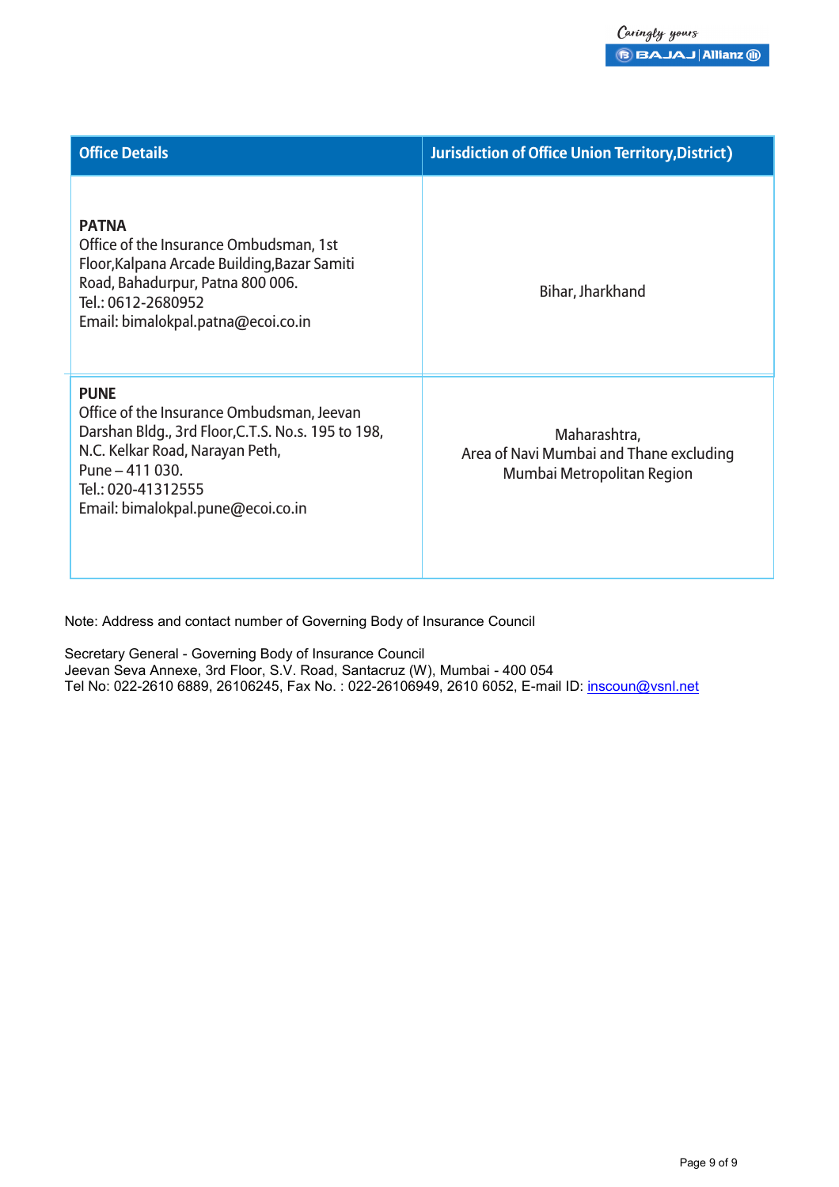| Office Details | Jurisdiction of Office Union Territory,District) |
|---|---|
| **PATNA**<br>Office of the Insurance Ombudsman, 1st Floor,Kalpana Arcade Building,Bazar Samiti Road, Bahadurpur, Patna 800 006.<br>Tel.: 0612-2680952<br>Email: bimalokpal.patna@ecoi.co.in | Bihar, Jharkhand |
| **PUNE**<br>Office of the Insurance Ombudsman, Jeevan Darshan Bldg., 3rd Floor,C.T.S. No.s. 195 to 198, N.C. Kelkar Road, Narayan Peth,<br>Pune – 411 030.<br>Tel.: 020-41312555<br>Email: bimalokpal.pune@ecoi.co.in | Maharashtra,<br>Area of Navi Mumbai and Thane excluding Mumbai Metropolitan Region |

Note: Address and contact number of Governing Body of Insurance Council

Secretary General - Governing Body of Insurance Council
Jeevan Seva Annexe, 3rd Floor, S.V. Road, Santacruz (W), Mumbai - 400 054
Tel No: 022-2610 6889, 26106245, Fax No. : 022-26106949, 2610 6052, E-mail ID: inscoun@vsnl.net